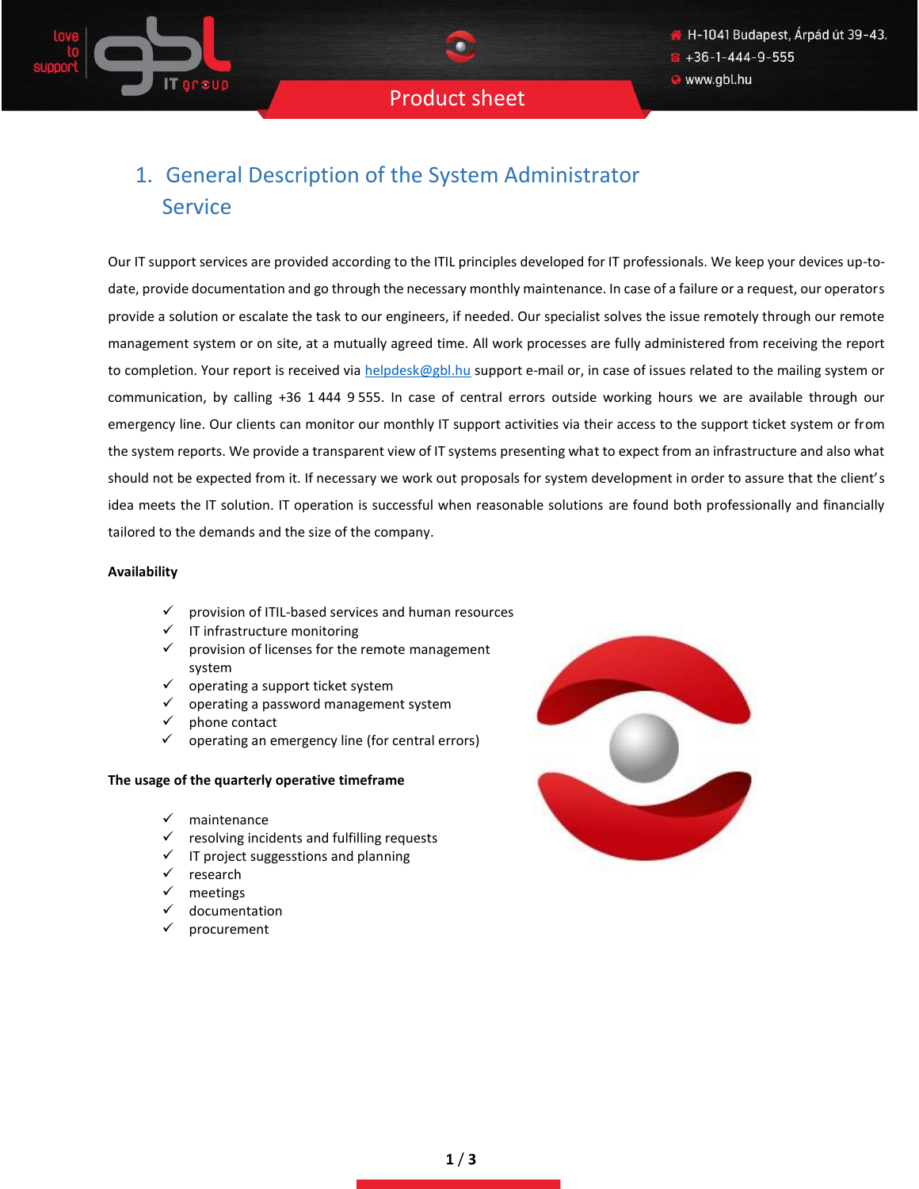# 1. General Description of the System Administrator Service

Our IT support services are provided according to the ITIL principles developed for IT professionals. We keep your devices up-to-date, provide documentation and go through the necessary monthly maintenance. In case of a failure or a request, our operators provide a solution or escalate the task to our engineers, if needed. Our specialist solves the issue remotely through our remote management system or on site, at a mutually agreed time. All work processes are fully administered from receiving the report to completion. Your report is received via helpdesk@gbl.hu support e-mail or, in case of issues related to the mailing system or communication, by calling +36 1 444 9 555. In case of central errors outside working hours we are available through our emergency line. Our clients can monitor our monthly IT support activities via their access to the support ticket system or from the system reports. We provide a transparent view of IT systems presenting what to expect from an infrastructure and also what should not be expected from it. If necessary we work out proposals for system development in order to assure that the client's idea meets the IT solution. IT operation is successful when reasonable solutions are found both professionally and financially tailored to the demands and the size of the company.

**Availability**

- ✓ provision of ITIL-based services and human resources
- ✓ IT infrastructure monitoring
- ✓ provision of licenses for the remote management system
- ✓ operating a support ticket system
- ✓ operating a password management system
- ✓ phone contact
- ✓ operating an emergency line (for central errors)

**The usage of the quarterly operative timeframe**

- ✓ maintenance
- ✓ resolving incidents and fulfilling requests
- ✓ IT project suggesstions and planning
- ✓ research
- ✓ meetings
- ✓ documentation
- ✓ procurement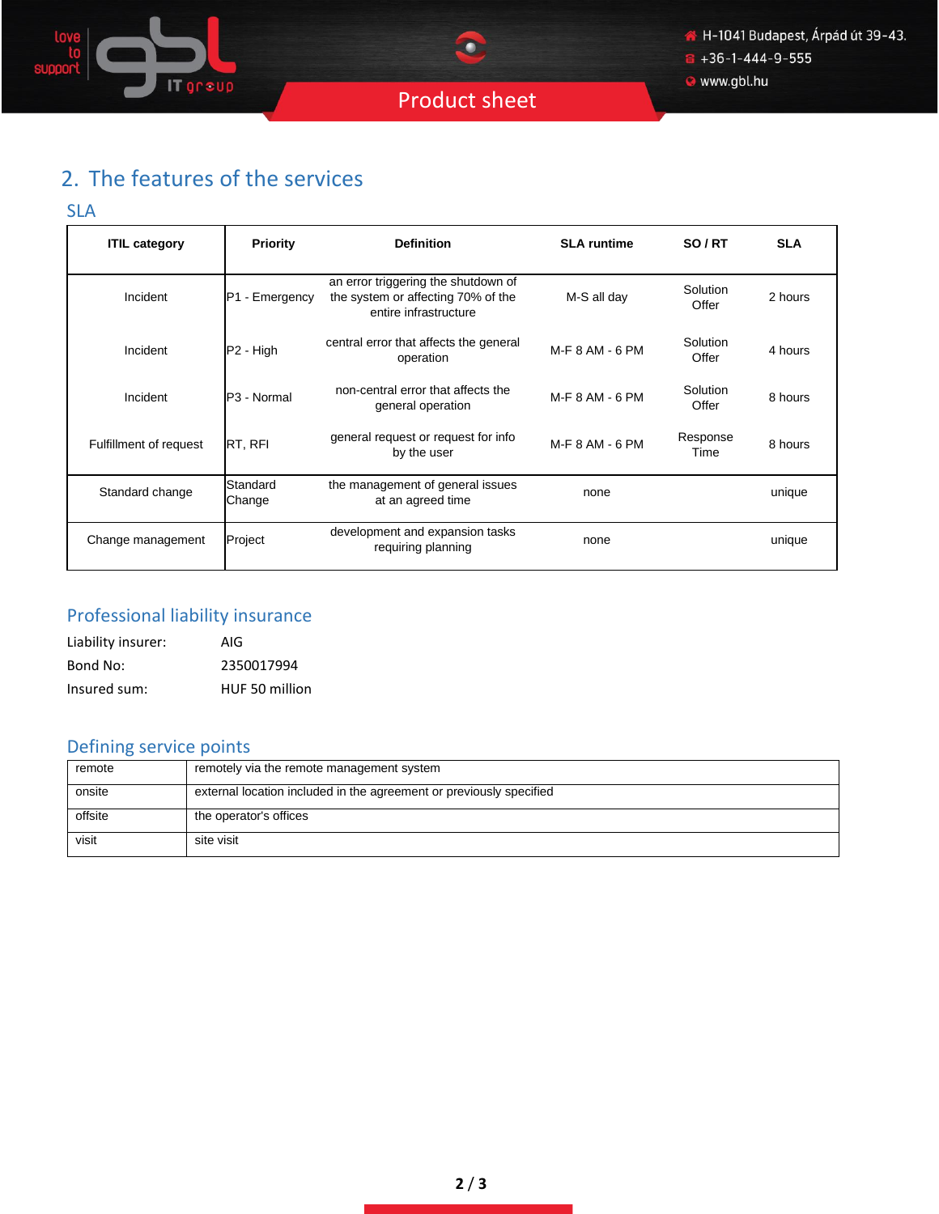## 2. The features of the services

### SLA

| ITIL category | Priority | Definition | SLA runtime | SO / RT | SLA |
|---|---|---|---|---|---|
| Incident | P1 - Emergency | an error triggering the shutdown of the system or affecting 70% of the entire infrastructure | M-S all day | Solution Offer | 2 hours |
| Incident | P2 - High | central error that affects the general operation | M-F 8 AM - 6 PM | Solution Offer | 4 hours |
| Incident | P3 - Normal | non-central error that affects the general operation | M-F 8 AM - 6 PM | Solution Offer | 8 hours |
| Fulfillment of request | RT, RFI | general request or request for info by the user | M-F 8 AM - 6 PM | Response Time | 8 hours |
| Standard change | Standard Change | the management of general issues at an agreed time | none | | unique |
| Change management | Project | development and expansion tasks requiring planning | none | | unique |

### Professional liability insurance

Liability insurer: AIG

Bond No: 2350017994

Insured sum: HUF 50 million

### Defining service points

| | |
|---|---|
| remote | remotely via the remote management system |
| onsite | external location included in the agreement or previously specified |
| offsite | the operator's offices |
| visit | site visit |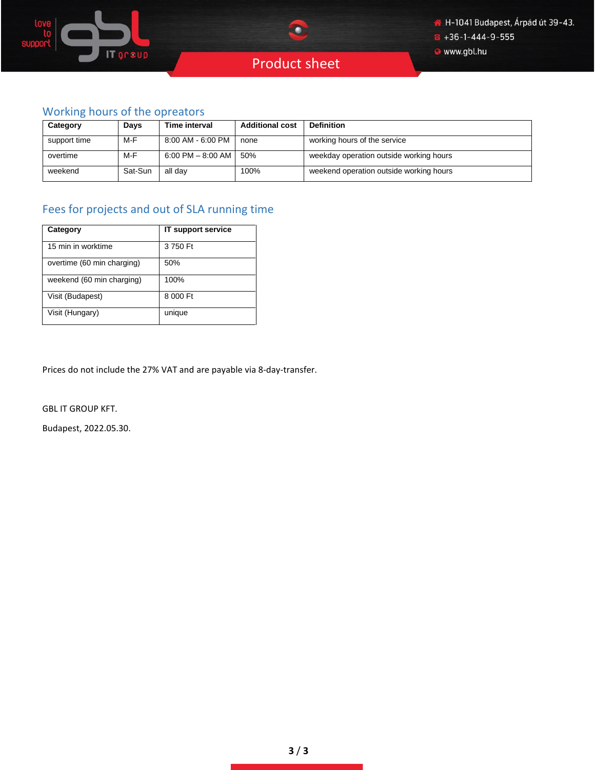## Working hours of the opreators

| Category | Days | Time interval | Additional cost | Definition |
|---|---|---|---|---|
| support time | M-F | 8:00 AM - 6:00 PM | none | working hours of the service |
| overtime | M-F | 6:00 PM – 8:00 AM | 50% | weekday operation outside working hours |
| weekend | Sat-Sun | all day | 100% | weekend operation outside working hours |

## Fees for projects and out of SLA running time

| Category | IT support service |
|---|---|
| 15 min in worktime | 3 750 Ft |
| overtime (60 min charging) | 50% |
| weekend (60 min charging) | 100% |
| Visit (Budapest) | 8 000 Ft |
| Visit (Hungary) | unique |

Prices do not include the 27% VAT and are payable via 8-day-transfer.

GBL IT GROUP KFT.

Budapest, 2022.05.30.